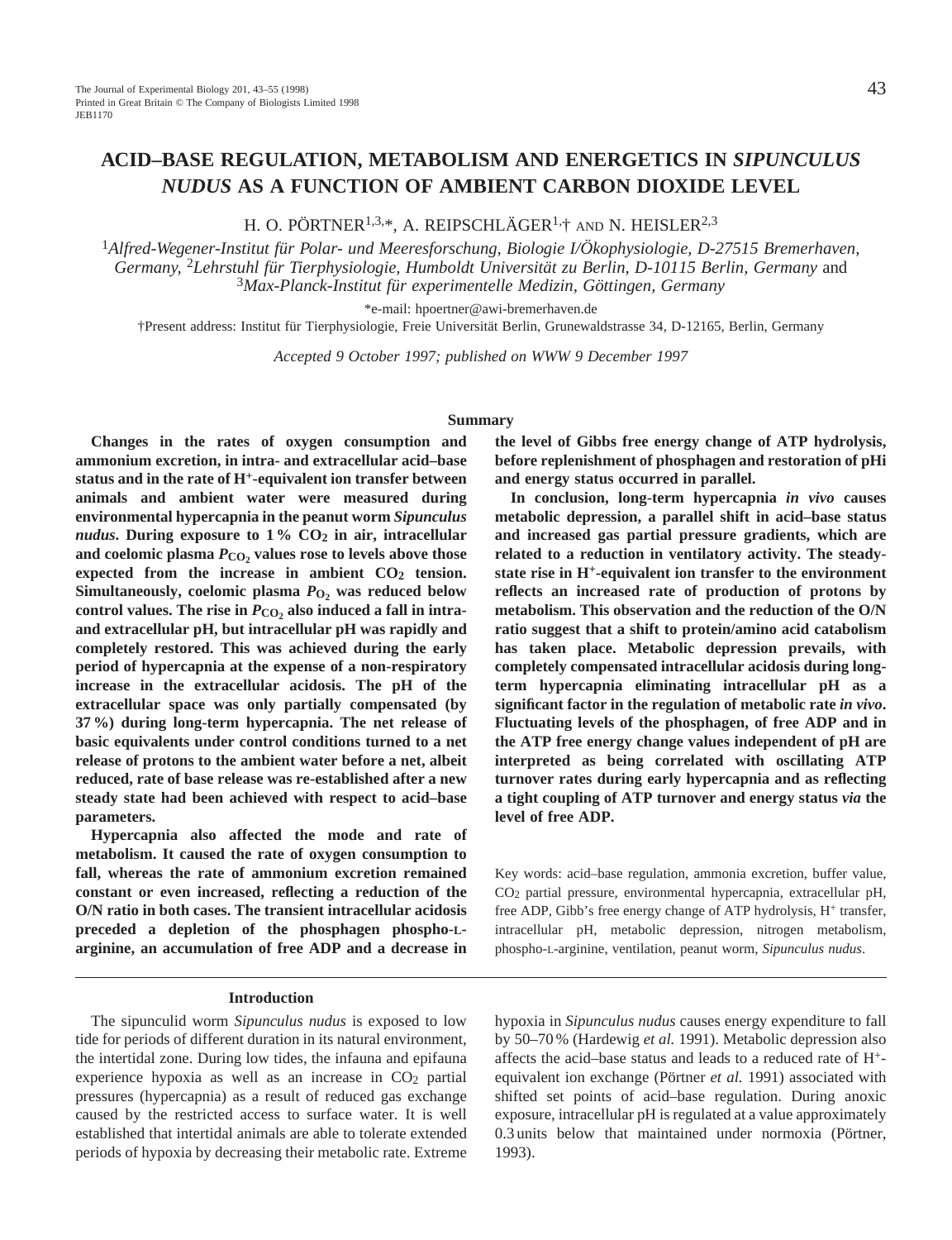# ACID–BASE REGULATION, METABOLISM AND ENERGETICS IN *SIPUNCULUS NUDUS* AS A FUNCTION OF AMBIENT CARBON DIOXIDE LEVEL

H. O. PÖRTNER[1,3,*], A. REIPSCHLÄGER[1,†] AND N. HEISLER[2,3]

[1]*Alfred-Wegener-Institut für Polar- und Meeresforschung, Biologie I/Ökophysiologie, D-27515 Bremerhaven, Germany,* [2]*Lehrstuhl für Tierphysiologie, Humboldt Universität zu Berlin, D-10115 Berlin, Germany* and [3]*Max-Planck-Institut für experimentelle Medizin, Göttingen, Germany*

*e-mail: hpoertner@awi-bremerhaven.de

†Present address: Institut für Tierphysiologie, Freie Universität Berlin, Grunewaldstrasse 34, D-12165, Berlin, Germany

*Accepted 9 October 1997; published on WWW 9 December 1997*

## Summary

**Changes in the rates of oxygen consumption and ammonium excretion, in intra- and extracellular acid–base status and in the rate of $H^+$-equivalent ion transfer between animals and ambient water were measured during environmental hypercapnia in the peanut worm *Sipunculus nudus*. During exposure to 1 % $CO_2$ in air, intracellular and coelomic plasma $P_{CO_2}$ values rose to levels above those expected from the increase in ambient $CO_2$ tension. Simultaneously, coelomic plasma $P_{O_2}$ was reduced below control values. The rise in $P_{CO_2}$ also induced a fall in intra- and extracellular pH, but intracellular pH was rapidly and completely restored. This was achieved during the early period of hypercapnia at the expense of a non-respiratory increase in the extracellular acidosis. The pH of the extracellular space was only partially compensated (by 37 %) during long-term hypercapnia. The net release of basic equivalents under control conditions turned to a net release of protons to the ambient water before a net, albeit reduced, rate of base release was re-established after a new steady state had been achieved with respect to acid–base parameters.**

**Hypercapnia also affected the mode and rate of metabolism. It caused the rate of oxygen consumption to fall, whereas the rate of ammonium excretion remained constant or even increased, reflecting a reduction of the O/N ratio in both cases. The transient intracellular acidosis preceded a depletion of the phosphagen phospho-L-arginine, an accumulation of free ADP and a decrease in the level of Gibbs free energy change of ATP hydrolysis, before replenishment of phosphagen and restoration of pHi and energy status occurred in parallel.**

**In conclusion, long-term hypercapnia *in vivo* causes metabolic depression, a parallel shift in acid–base status and increased gas partial pressure gradients, which are related to a reduction in ventilatory activity. The steady-state rise in $H^+$-equivalent ion transfer to the environment reflects an increased rate of production of protons by metabolism. This observation and the reduction of the O/N ratio suggest that a shift to protein/amino acid catabolism has taken place. Metabolic depression prevails, with completely compensated intracellular acidosis during long-term hypercapnia eliminating intracellular pH as a significant factor in the regulation of metabolic rate *in vivo*. Fluctuating levels of the phosphagen, of free ADP and in the ATP free energy change values independent of pH are interpreted as being correlated with oscillating ATP turnover rates during early hypercapnia and as reflecting a tight coupling of ATP turnover and energy status *via* the level of free ADP.**

Key words: acid–base regulation, ammonia excretion, buffer value, $CO_2$ partial pressure, environmental hypercapnia, extracellular pH, free ADP, Gibb's free energy change of ATP hydrolysis, $H^+$ transfer, intracellular pH, metabolic depression, nitrogen metabolism, phospho-L-arginine, ventilation, peanut worm, *Sipunculus nudus*.

## Introduction

The sipunculid worm *Sipunculus nudus* is exposed to low tide for periods of different duration in its natural environment, the intertidal zone. During low tides, the infauna and epifauna experience hypoxia as well as an increase in $CO_2$ partial pressures (hypercapnia) as a result of reduced gas exchange caused by the restricted access to surface water. It is well established that intertidal animals are able to tolerate extended periods of hypoxia by decreasing their metabolic rate. Extreme hypoxia in *Sipunculus nudus* causes energy expenditure to fall by 50–70 % (Hardewig *et al.* 1991). Metabolic depression also affects the acid–base status and leads to a reduced rate of $H^+$-equivalent ion exchange (Pörtner *et al.* 1991) associated with shifted set points of acid–base regulation. During anoxic exposure, intracellular pH is regulated at a value approximately 0.3 units below that maintained under normoxia (Pörtner, 1993).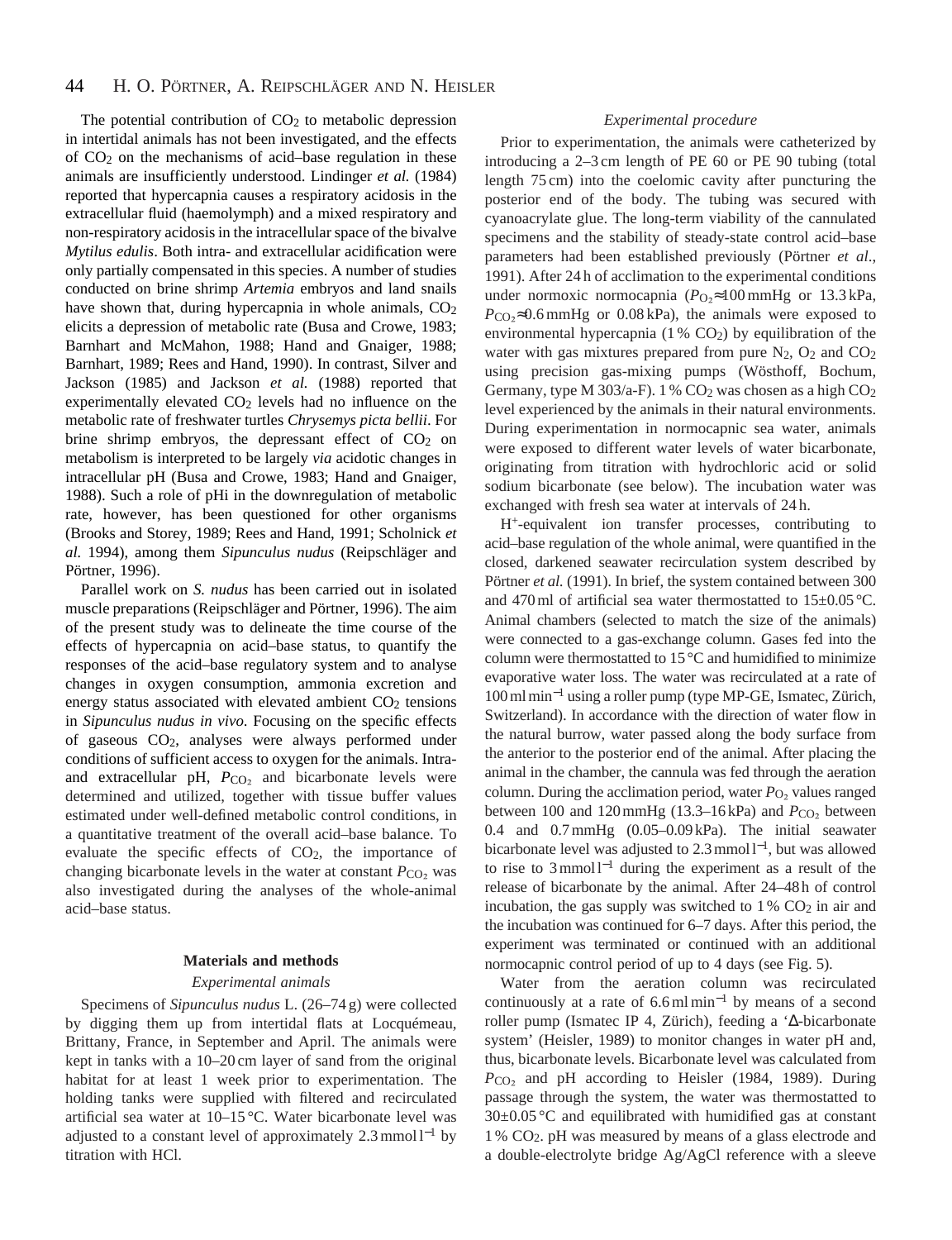The potential contribution of $CO_2$ to metabolic depression in intertidal animals has not been investigated, and the effects of $CO_2$ on the mechanisms of acid–base regulation in these animals are insufficiently understood. Lindinger *et al.* (1984) reported that hypercapnia causes a respiratory acidosis in the extracellular fluid (haemolymph) and a mixed respiratory and non-respiratory acidosis in the intracellular space of the bivalve *Mytilus edulis*. Both intra- and extracellular acidification were only partially compensated in this species. A number of studies conducted on brine shrimp *Artemia* embryos and land snails have shown that, during hypercapnia in whole animals, $CO_2$ elicits a depression of metabolic rate (Busa and Crowe, 1983; Barnhart and McMahon, 1988; Hand and Gnaiger, 1988; Barnhart, 1989; Rees and Hand, 1990). In contrast, Silver and Jackson (1985) and Jackson *et al.* (1988) reported that experimentally elevated $CO_2$ levels had no influence on the metabolic rate of freshwater turtles *Chrysemys picta bellii*. For brine shrimp embryos, the depressant effect of $CO_2$ on metabolism is interpreted to be largely *via* acidotic changes in intracellular pH (Busa and Crowe, 1983; Hand and Gnaiger, 1988). Such a role of pHi in the downregulation of metabolic rate, however, has been questioned for other organisms (Brooks and Storey, 1989; Rees and Hand, 1991; Scholnick *et al.* 1994), among them *Sipunculus nudus* (Reipschläger and Pörtner, 1996).

Parallel work on *S. nudus* has been carried out in isolated muscle preparations (Reipschläger and Pörtner, 1996). The aim of the present study was to delineate the time course of the effects of hypercapnia on acid–base status, to quantify the responses of the acid–base regulatory system and to analyse changes in oxygen consumption, ammonia excretion and energy status associated with elevated ambient $CO_2$ tensions in *Sipunculus nudus in vivo*. Focusing on the specific effects of gaseous $CO_2$, analyses were always performed under conditions of sufficient access to oxygen for the animals. Intra- and extracellular pH, $P_{CO_2}$ and bicarbonate levels were determined and utilized, together with tissue buffer values estimated under well-defined metabolic control conditions, in a quantitative treatment of the overall acid–base balance. To evaluate the specific effects of $CO_2$, the importance of changing bicarbonate levels in the water at constant $P_{CO_2}$ was also investigated during the analyses of the whole-animal acid–base status.

## Materials and methods

### Experimental animals

Specimens of *Sipunculus nudus* L. (26–74 g) were collected by digging them up from intertidal flats at Locquémeau, Brittany, France, in September and April. The animals were kept in tanks with a 10–20 cm layer of sand from the original habitat for at least 1 week prior to experimentation. The holding tanks were supplied with filtered and recirculated artificial sea water at 10–15 °C. Water bicarbonate level was adjusted to a constant level of approximately 2.3 mmol l$^{-1}$ by titration with HCl.

### Experimental procedure

Prior to experimentation, the animals were catheterized by introducing a 2–3 cm length of PE 60 or PE 90 tubing (total length 75 cm) into the coelomic cavity after puncturing the posterior end of the body. The tubing was secured with cyanoacrylate glue. The long-term viability of the cannulated specimens and the stability of steady-state control acid–base parameters had been established previously (Pörtner *et al*., 1991). After 24 h of acclimation to the experimental conditions under normoxic normocapnia ($P_{O_2}$≈100 mmHg or 13.3 kPa, $P_{CO_2}$≈0.6 mmHg or 0.08 kPa), the animals were exposed to environmental hypercapnia (1 % $CO_2$) by equilibration of the water with gas mixtures prepared from pure $N_2$, $O_2$ and $CO_2$ using precision gas-mixing pumps (Wösthoff, Bochum, Germany, type M 303/a-F). 1 % $CO_2$ was chosen as a high $CO_2$ level experienced by the animals in their natural environments. During experimentation in normocapnic sea water, animals were exposed to different water levels of water bicarbonate, originating from titration with hydrochloric acid or solid sodium bicarbonate (see below). The incubation water was exchanged with fresh sea water at intervals of 24 h.

$H^+$-equivalent ion transfer processes, contributing to acid–base regulation of the whole animal, were quantified in the closed, darkened seawater recirculation system described by Pörtner *et al.* (1991). In brief, the system contained between 300 and 470 ml of artificial sea water thermostatted to 15±0.05 °C. Animal chambers (selected to match the size of the animals) were connected to a gas-exchange column. Gases fed into the column were thermostatted to 15 °C and humidified to minimize evaporative water loss. The water was recirculated at a rate of 100 ml min$^{-1}$ using a roller pump (type MP-GE, Ismatec, Zürich, Switzerland). In accordance with the direction of water flow in the natural burrow, water passed along the body surface from the anterior to the posterior end of the animal. After placing the animal in the chamber, the cannula was fed through the aeration column. During the acclimation period, water $P_{O_2}$ values ranged between 100 and 120 mmHg (13.3–16 kPa) and $P_{CO_2}$ between 0.4 and 0.7 mmHg (0.05–0.09 kPa). The initial seawater bicarbonate level was adjusted to 2.3 mmol l$^{-1}$, but was allowed to rise to 3 mmol l$^{-1}$ during the experiment as a result of the release of bicarbonate by the animal. After 24–48 h of control incubation, the gas supply was switched to 1 % $CO_2$ in air and the incubation was continued for 6–7 days. After this period, the experiment was terminated or continued with an additional normocapnic control period of up to 4 days (see Fig. 5).

Water from the aeration column was recirculated continuously at a rate of 6.6 ml min$^{-1}$ by means of a second roller pump (Ismatec IP 4, Zürich), feeding a 'Δ-bicarbonate system' (Heisler, 1989) to monitor changes in water pH and, thus, bicarbonate levels. Bicarbonate level was calculated from $P_{CO_2}$ and pH according to Heisler (1984, 1989). During passage through the system, the water was thermostatted to 30±0.05 °C and equilibrated with humidified gas at constant 1 % $CO_2$. pH was measured by means of a glass electrode and a double-electrolyte bridge Ag/AgCl reference with a sleeve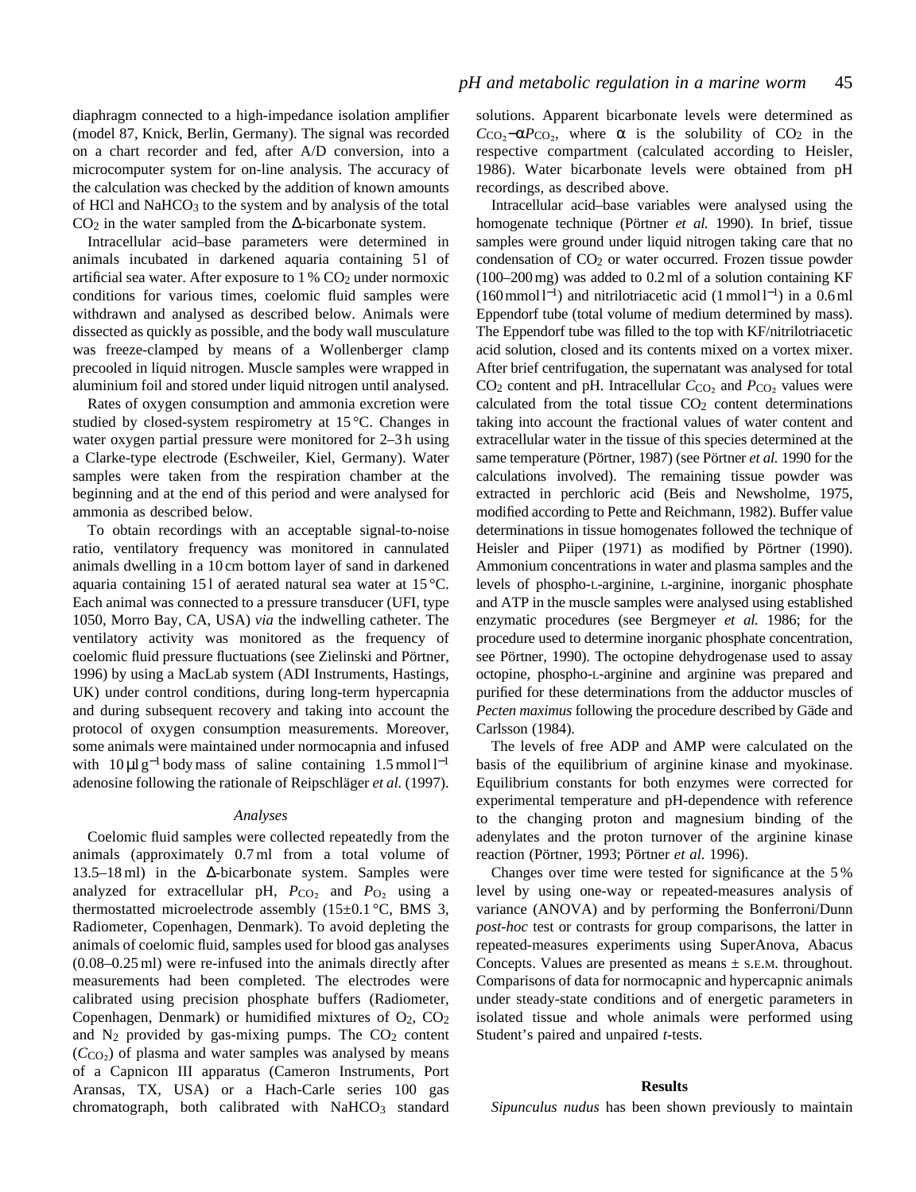diaphragm connected to a high-impedance isolation amplifier (model 87, Knick, Berlin, Germany). The signal was recorded on a chart recorder and fed, after A/D conversion, into a microcomputer system for on-line analysis. The accuracy of the calculation was checked by the addition of known amounts of HCl and $NaHCO_3$ to the system and by analysis of the total $CO_2$ in the water sampled from the Δ-bicarbonate system.

Intracellular acid–base parameters were determined in animals incubated in darkened aquaria containing 5 l of artificial sea water. After exposure to 1 % $CO_2$ under normoxic conditions for various times, coelomic fluid samples were withdrawn and analysed as described below. Animals were dissected as quickly as possible, and the body wall musculature was freeze-clamped by means of a Wollenberger clamp precooled in liquid nitrogen. Muscle samples were wrapped in aluminium foil and stored under liquid nitrogen until analysed.

Rates of oxygen consumption and ammonia excretion were studied by closed-system respirometry at 15 °C. Changes in water oxygen partial pressure were monitored for 2–3 h using a Clarke-type electrode (Eschweiler, Kiel, Germany). Water samples were taken from the respiration chamber at the beginning and at the end of this period and were analysed for ammonia as described below.

To obtain recordings with an acceptable signal-to-noise ratio, ventilatory frequency was monitored in cannulated animals dwelling in a 10 cm bottom layer of sand in darkened aquaria containing 15 l of aerated natural sea water at 15 °C. Each animal was connected to a pressure transducer (UFI, type 1050, Morro Bay, CA, USA) *via* the indwelling catheter. The ventilatory activity was monitored as the frequency of coelomic fluid pressure fluctuations (see Zielinski and Pörtner, 1996) by using a MacLab system (ADI Instruments, Hastings, UK) under control conditions, during long-term hypercapnia and during subsequent recovery and taking into account the protocol of oxygen consumption measurements. Moreover, some animals were maintained under normocapnia and infused with 10 μl g$^{-1}$ body mass of saline containing 1.5 mmol l$^{-1}$ adenosine following the rationale of Reipschläger *et al.* (1997).

### *Analyses*

Coelomic fluid samples were collected repeatedly from the animals (approximately 0.7 ml from a total volume of 13.5–18 ml) in the Δ-bicarbonate system. Samples were analyzed for extracellular pH, $P_{CO_2}$ and $P_{O_2}$ using a thermostatted microelectrode assembly (15±0.1 °C, BMS 3, Radiometer, Copenhagen, Denmark). To avoid depleting the animals of coelomic fluid, samples used for blood gas analyses (0.08–0.25 ml) were re-infused into the animals directly after measurements had been completed. The electrodes were calibrated using precision phosphate buffers (Radiometer, Copenhagen, Denmark) or humidified mixtures of $O_2$, $CO_2$ and $N_2$ provided by gas-mixing pumps. The $CO_2$ content ($C_{CO_2}$) of plasma and water samples was analysed by means of a Capnicon III apparatus (Cameron Instruments, Port Aransas, TX, USA) or a Hach-Carle series 100 gas chromatograph, both calibrated with $NaHCO_3$ standard solutions. Apparent bicarbonate levels were determined as $C_{CO_2}-\alpha P_{CO_2}$, where α is the solubility of $CO_2$ in the respective compartment (calculated according to Heisler, 1986). Water bicarbonate levels were obtained from pH recordings, as described above.

Intracellular acid–base variables were analysed using the homogenate technique (Pörtner *et al.* 1990). In brief, tissue samples were ground under liquid nitrogen taking care that no condensation of $CO_2$ or water occurred. Frozen tissue powder (100–200 mg) was added to 0.2 ml of a solution containing KF (160 mmol l$^{-1}$) and nitrilotriacetic acid (1 mmol l$^{-1}$) in a 0.6 ml Eppendorf tube (total volume of medium determined by mass). The Eppendorf tube was filled to the top with KF/nitrilotriacetic acid solution, closed and its contents mixed on a vortex mixer. After brief centrifugation, the supernatant was analysed for total $CO_2$ content and pH. Intracellular $C_{CO_2}$ and $P_{CO_2}$ values were calculated from the total tissue $CO_2$ content determinations taking into account the fractional values of water content and extracellular water in the tissue of this species determined at the same temperature (Pörtner, 1987) (see Pörtner *et al.* 1990 for the calculations involved). The remaining tissue powder was extracted in perchloric acid (Beis and Newsholme, 1975, modified according to Pette and Reichmann, 1982). Buffer value determinations in tissue homogenates followed the technique of Heisler and Piiper (1971) as modified by Pörtner (1990). Ammonium concentrations in water and plasma samples and the levels of phospho-L-arginine, L-arginine, inorganic phosphate and ATP in the muscle samples were analysed using established enzymatic procedures (see Bergmeyer *et al.* 1986; for the procedure used to determine inorganic phosphate concentration, see Pörtner, 1990). The octopine dehydrogenase used to assay octopine, phospho-L-arginine and arginine was prepared and purified for these determinations from the adductor muscles of *Pecten maximus* following the procedure described by Gäde and Carlsson (1984).

The levels of free ADP and AMP were calculated on the basis of the equilibrium of arginine kinase and myokinase. Equilibrium constants for both enzymes were corrected for experimental temperature and pH-dependence with reference to the changing proton and magnesium binding of the adenylates and the proton turnover of the arginine kinase reaction (Pörtner, 1993; Pörtner *et al.* 1996).

Changes over time were tested for significance at the 5 % level by using one-way or repeated-measures analysis of variance (ANOVA) and by performing the Bonferroni/Dunn *post-hoc* test or contrasts for group comparisons, the latter in repeated-measures experiments using SuperAnova, Abacus Concepts. Values are presented as means ± S.E.M. throughout. Comparisons of data for normocapnic and hypercapnic animals under steady-state conditions and of energetic parameters in isolated tissue and whole animals were performed using Student's paired and unpaired *t*-tests.

## Results

*Sipunculus nudus* has been shown previously to maintain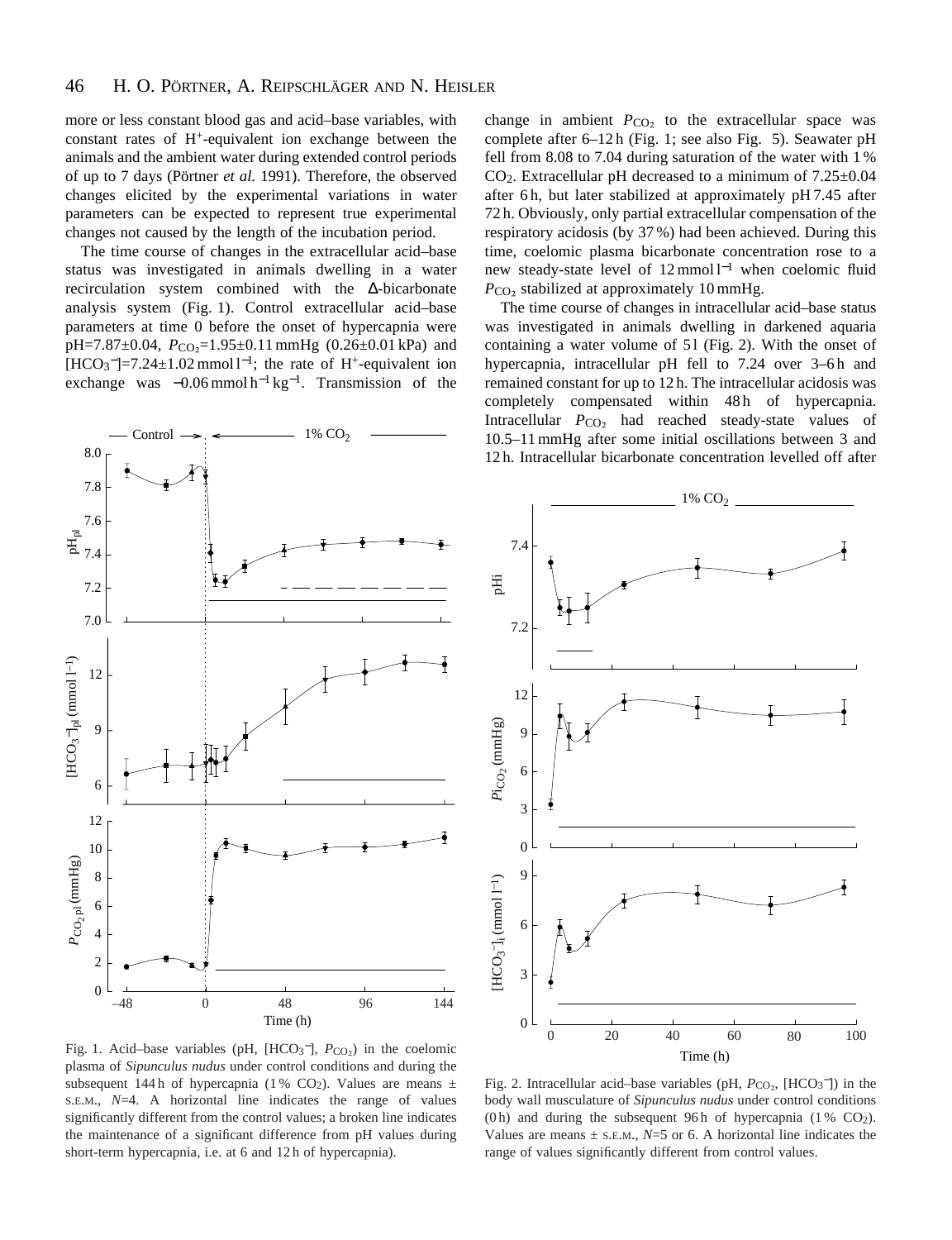more or less constant blood gas and acid–base variables, with constant rates of $H^+$-equivalent ion exchange between the animals and the ambient water during extended control periods of up to 7 days (Pörtner *et al.* 1991). Therefore, the observed changes elicited by the experimental variations in water parameters can be expected to represent true experimental changes not caused by the length of the incubation period.

The time course of changes in the extracellular acid–base status was investigated in animals dwelling in a water recirculation system combined with the Δ-bicarbonate analysis system (Fig. 1). Control extracellular acid–base parameters at time 0 before the onset of hypercapnia were pH=7.87±0.04, $P_{CO_2}$=1.95±0.11 mmHg (0.26±0.01 kPa) and $[HCO_3^-]$=7.24±1.02 mmol $l^{-1}$; the rate of $H^+$-equivalent ion exchange was −0.06 mmol $h^{-1}$ $kg^{-1}$. Transmission of the change in ambient $P_{CO_2}$ to the extracellular space was complete after 6–12 h (Fig. 1; see also Fig. 5). Seawater pH fell from 8.08 to 7.04 during saturation of the water with 1 % $CO_2$. Extracellular pH decreased to a minimum of 7.25±0.04 after 6 h, but later stabilized at approximately pH 7.45 after 72 h. Obviously, only partial extracellular compensation of the respiratory acidosis (by 37 %) had been achieved. During this time, coelomic plasma bicarbonate concentration rose to a new steady-state level of 12 mmol $l^{-1}$ when coelomic fluid $P_{CO_2}$ stabilized at approximately 10 mmHg.

The time course of changes in intracellular acid–base status was investigated in animals dwelling in darkened aquaria containing a water volume of 5 l (Fig. 2). With the onset of hypercapnia, intracellular pH fell to 7.24 over 3–6 h and remained constant for up to 12 h. The intracellular acidosis was completely compensated within 48 h of hypercapnia. Intracellular $P_{CO_2}$ had reached steady-state values of 10.5–11 mmHg after some initial oscillations between 3 and 12 h. Intracellular bicarbonate concentration levelled off after

Fig. 1. Acid–base variables (pH, $[HCO_3^-]$, $P_{CO_2}$) in the coelomic plasma of *Sipunculus nudus* under control conditions and during the subsequent 144 h of hypercapnia (1 % $CO_2$). Values are means ± S.E.M., *N*=4. A horizontal line indicates the range of values significantly different from the control values; a broken line indicates the maintenance of a significant difference from pH values during short-term hypercapnia, i.e. at 6 and 12 h of hypercapnia).

Fig. 2. Intracellular acid–base variables (pH, $P_{CO_2}$, $[HCO_3^-]$) in the body wall musculature of *Sipunculus nudus* under control conditions (0 h) and during the subsequent 96 h of hypercapnia (1 % $CO_2$). Values are means ± S.E.M., *N*=5 or 6. A horizontal line indicates the range of values significantly different from control values.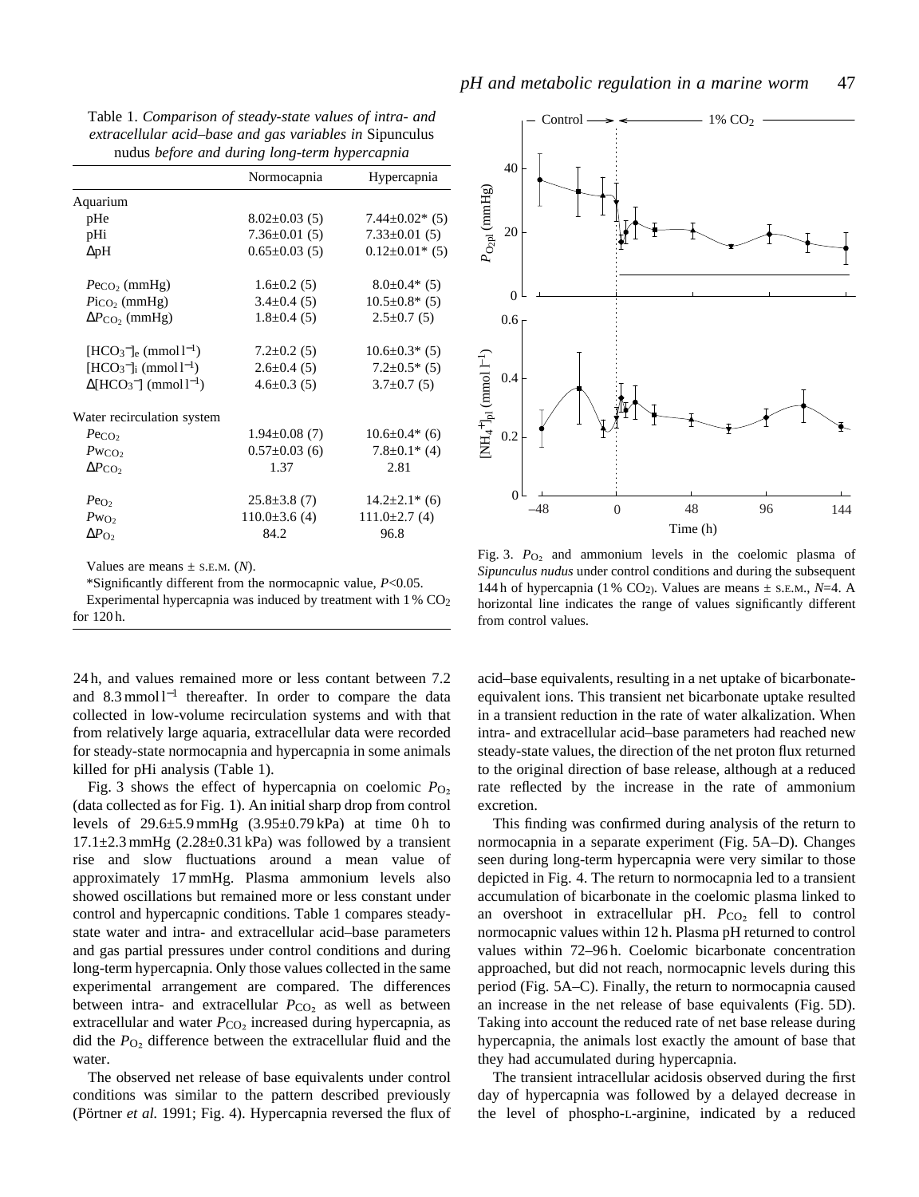Table 1. *Comparison of steady-state values of intra- and extracellular acid–base and gas variables in* Sipunculus nudus *before and during long-term hypercapnia*

| | Normocapnia | Hypercapnia |
|---|---|---|
| Aquarium | | |
| pHe | 8.02±0.03 (5) | 7.44±0.02* (5) |
| pHi | 7.36±0.01 (5) | 7.33±0.01 (5) |
| ΔpH | 0.65±0.03 (5) | 0.12±0.01* (5) |
| $Pe_{CO_2}$ (mmHg) | 1.6±0.2 (5) | 8.0±0.4* (5) |
| $Pi_{CO_2}$ (mmHg) | 3.4±0.4 (5) | 10.5±0.8* (5) |
| $\Delta P_{CO_2}$ (mmHg) | 1.8±0.4 (5) | 2.5±0.7 (5) |
| $[HCO_3^-]_e$ (mmol l$^{-1}$) | 7.2±0.2 (5) | 10.6±0.3* (5) |
| $[HCO_3^-]_i$ (mmol l$^{-1}$) | 2.6±0.4 (5) | 7.2±0.5* (5) |
| $\Delta[HCO_3^-]$ (mmol l$^{-1}$) | 4.6±0.3 (5) | 3.7±0.7 (5) |
| Water recirculation system | | |
| $Pe_{CO_2}$ | 1.94±0.08 (7) | 10.6±0.4* (6) |
| $Pw_{CO_2}$ | 0.57±0.03 (6) | 7.8±0.1* (4) |
| $\Delta P_{CO_2}$ | 1.37 | 2.81 |
| $Pe_{O_2}$ | 25.8±3.8 (7) | 14.2±2.1* (6) |
| $Pw_{O_2}$ | 110.0±3.6 (4) | 111.0±2.7 (4) |
| $\Delta P_{O_2}$ | 84.2 | 96.8 |

Values are means ± S.E.M. (*N*).

*Significantly different from the normocapnic value, $P<0.05$.

Experimental hypercapnia was induced by treatment with 1 % $CO_2$ for 120 h.

24 h, and values remained more or less contant between 7.2 and 8.3 mmol l$^{-1}$ thereafter. In order to compare the data collected in low-volume recirculation systems and with that from relatively large aquaria, extracellular data were recorded for steady-state normocapnia and hypercapnia in some animals killed for pHi analysis (Table 1).

Fig. 3 shows the effect of hypercapnia on coelomic $P_{O_2}$ (data collected as for Fig. 1). An initial sharp drop from control levels of 29.6±5.9 mmHg (3.95±0.79 kPa) at time 0 h to 17.1±2.3 mmHg (2.28±0.31 kPa) was followed by a transient rise and slow fluctuations around a mean value of approximately 17 mmHg. Plasma ammonium levels also showed oscillations but remained more or less constant under control and hypercapnic conditions. Table 1 compares steady-state water and intra- and extracellular acid–base parameters and gas partial pressures under control conditions and during long-term hypercapnia. Only those values collected in the same experimental arrangement are compared. The differences between intra- and extracellular $P_{CO_2}$ as well as between extracellular and water $P_{CO_2}$ increased during hypercapnia, as did the $P_{O_2}$ difference between the extracellular fluid and the water.

The observed net release of base equivalents under control conditions was similar to the pattern described previously (Pörtner *et al.* 1991; Fig. 4). Hypercapnia reversed the flux of acid–base equivalents, resulting in a net uptake of bicarbonate-equivalent ions. This transient net bicarbonate uptake resulted in a transient reduction in the rate of water alkalization. When intra- and extracellular acid–base parameters had reached new steady-state values, the direction of the net proton flux returned to the original direction of base release, although at a reduced rate reflected by the increase in the rate of ammonium excretion.

This finding was confirmed during analysis of the return to normocapnia in a separate experiment (Fig. 5A–D). Changes seen during long-term hypercapnia were very similar to those depicted in Fig. 4. The return to normocapnia led to a transient accumulation of bicarbonate in the coelomic plasma linked to an overshoot in extracellular pH. $P_{CO_2}$ fell to control normocapnic values within 12 h. Plasma pH returned to control values within 72–96 h. Coelomic bicarbonate concentration approached, but did not reach, normocapnic levels during this period (Fig. 5A–C). Finally, the return to normocapnia caused an increase in the net release of base equivalents (Fig. 5D). Taking into account the reduced rate of net base release during hypercapnia, the animals lost exactly the amount of base that they had accumulated during hypercapnia.

The transient intracellular acidosis observed during the first day of hypercapnia was followed by a delayed decrease in the level of phospho-L-arginine, indicated by a reduced

Fig. 3. $P_{O_2}$ and ammonium levels in the coelomic plasma of *Sipunculus nudus* under control conditions and during the subsequent 144 h of hypercapnia (1 % $CO_2$). Values are means ± S.E.M., $N$=4. A horizontal line indicates the range of values significantly different from control values.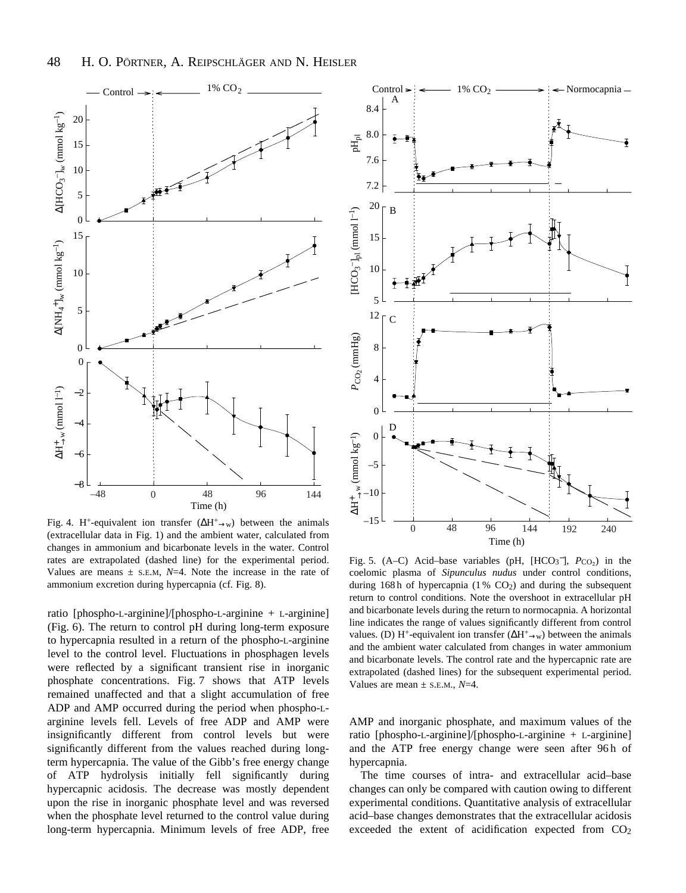Fig. 4. H⁺-equivalent ion transfer ($\Delta H^{+}_{\rightarrow w}$) between the animals (extracellular data in Fig. 1) and the ambient water, calculated from changes in ammonium and bicarbonate levels in the water. Control rates are extrapolated (dashed line) for the experimental period. Values are means ± S.E.M, *N*=4. Note the increase in the rate of ammonium excretion during hypercapnia (cf. Fig. 8).

Fig. 5. (A–C) Acid–base variables (pH, $[HCO_3^-]$, $P_{CO_2}$) in the coelomic plasma of *Sipunculus nudus* under control conditions, during 168 h of hypercapnia (1 % $CO_2$) and during the subsequent return to control conditions. Note the overshoot in extracellular pH and bicarbonate levels during the return to normocapnia. A horizontal line indicates the range of values significantly different from control values. (D) H⁺-equivalent ion transfer ($\Delta H^{+}_{\rightarrow w}$) between the animals and the ambient water calculated from changes in water ammonium and bicarbonate levels. The control rate and the hypercapnic rate are extrapolated (dashed lines) for the subsequent experimental period. Values are mean ± S.E.M., *N*=4.

ratio [phospho-L-arginine]/[phospho-L-arginine + L-arginine] (Fig. 6). The return to control pH during long-term exposure to hypercapnia resulted in a return of the phospho-L-arginine level to the control level. Fluctuations in phosphagen levels were reflected by a significant transient rise in inorganic phosphate concentrations. Fig. 7 shows that ATP levels remained unaffected and that a slight accumulation of free ADP and AMP occurred during the period when phospho-L-arginine levels fell. Levels of free ADP and AMP were insignificantly different from control levels but were significantly different from the values reached during long-term hypercapnia. The value of the Gibb's free energy change of ATP hydrolysis initially fell significantly during hypercapnic acidosis. The decrease was mostly dependent upon the rise in inorganic phosphate level and was reversed when the phosphate level returned to the control value during long-term hypercapnia. Minimum levels of free ADP, free AMP and inorganic phosphate, and maximum values of the ratio [phospho-L-arginine]/[phospho-L-arginine + L-arginine] and the ATP free energy change were seen after 96 h of hypercapnia.

The time courses of intra- and extracellular acid–base changes can only be compared with caution owing to different experimental conditions. Quantitative analysis of extracellular acid–base changes demonstrates that the extracellular acidosis exceeded the extent of acidification expected from $CO_2$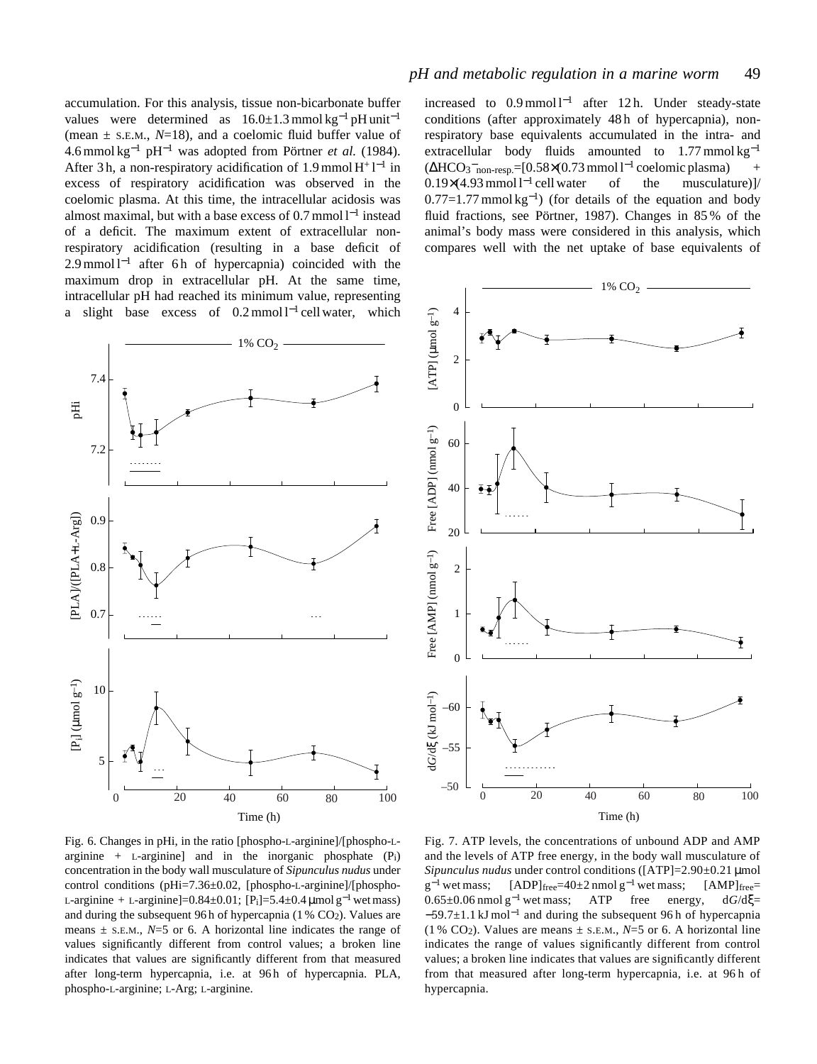accumulation. For this analysis, tissue non-bicarbonate buffer values were determined as 16.0±1.3 mmol kg$^{-1}$ pH unit$^{-1}$ (mean ± S.E.M., $N$=18), and a coelomic fluid buffer value of 4.6 mmol kg$^{-1}$ pH$^{-1}$ was adopted from Pörtner *et al.* (1984). After 3 h, a non-respiratory acidification of 1.9 mmol $H^+$ l$^{-1}$ in excess of respiratory acidification was observed in the coelomic plasma. At this time, the intracellular acidosis was almost maximal, but with a base excess of 0.7 mmol l$^{-1}$ instead of a deficit. The maximum extent of extracellular non-respiratory acidification (resulting in a base deficit of 2.9 mmol l$^{-1}$ after 6 h of hypercapnia) coincided with the maximum drop in extracellular pH. At the same time, intracellular pH had reached its minimum value, representing a slight base excess of 0.2 mmol l$^{-1}$ cell water, which increased to 0.9 mmol l$^{-1}$ after 12 h. Under steady-state conditions (after approximately 48 h of hypercapnia), non-respiratory base equivalents accumulated in the intra- and extracellular body fluids amounted to 1.77 mmol kg$^{-1}$ ($\Delta HCO_3^-{}_{non\text{-}resp.}$=[0.58×(0.73 mmol l$^{-1}$ coelomic plasma) + 0.19×(4.93 mmol l$^{-1}$ cell water of the musculature)]/0.77=1.77 mmol kg$^{-1}$) (for details of the equation and body fluid fractions, see Pörtner, 1987). Changes in 85 % of the animal's body mass were considered in this analysis, which compares well with the net uptake of base equivalents of

Fig. 6. Changes in pHi, in the ratio [phospho-L-arginine]/[phospho-L-arginine + L-arginine] and in the inorganic phosphate ($P_i$) concentration in the body wall musculature of *Sipunculus nudus* under control conditions (pHi=7.36±0.02, [phospho-L-arginine]/[phospho-L-arginine + L-arginine]=0.84±0.01; [$P_i$]=5.4±0.4 μmol g$^{-1}$ wet mass) and during the subsequent 96 h of hypercapnia (1 % $CO_2$). Values are means ± S.E.M., $N$=5 or 6. A horizontal line indicates the range of values significantly different from control values; a broken line indicates that values are significantly different from that measured after long-term hypercapnia, i.e. at 96 h of hypercapnia. PLA, phospho-L-arginine; L-Arg; L-arginine.

Fig. 7. ATP levels, the concentrations of unbound ADP and AMP and the levels of ATP free energy, in the body wall musculature of *Sipunculus nudus* under control conditions ([ATP]=2.90±0.21 μmol g$^{-1}$ wet mass; [ADP]$_{free}$=40±2 nmol g$^{-1}$ wet mass; [AMP]$_{free}$=0.65±0.06 nmol g$^{-1}$ wet mass; ATP free energy, d$G$/d$\xi$=−59.7±1.1 kJ mol$^{-1}$ and during the subsequent 96 h of hypercapnia (1 % $CO_2$). Values are means ± S.E.M., $N$=5 or 6. A horizontal line indicates the range of values significantly different from control values; a broken line indicates that values are significantly different from that measured after long-term hypercapnia, i.e. at 96 h of hypercapnia.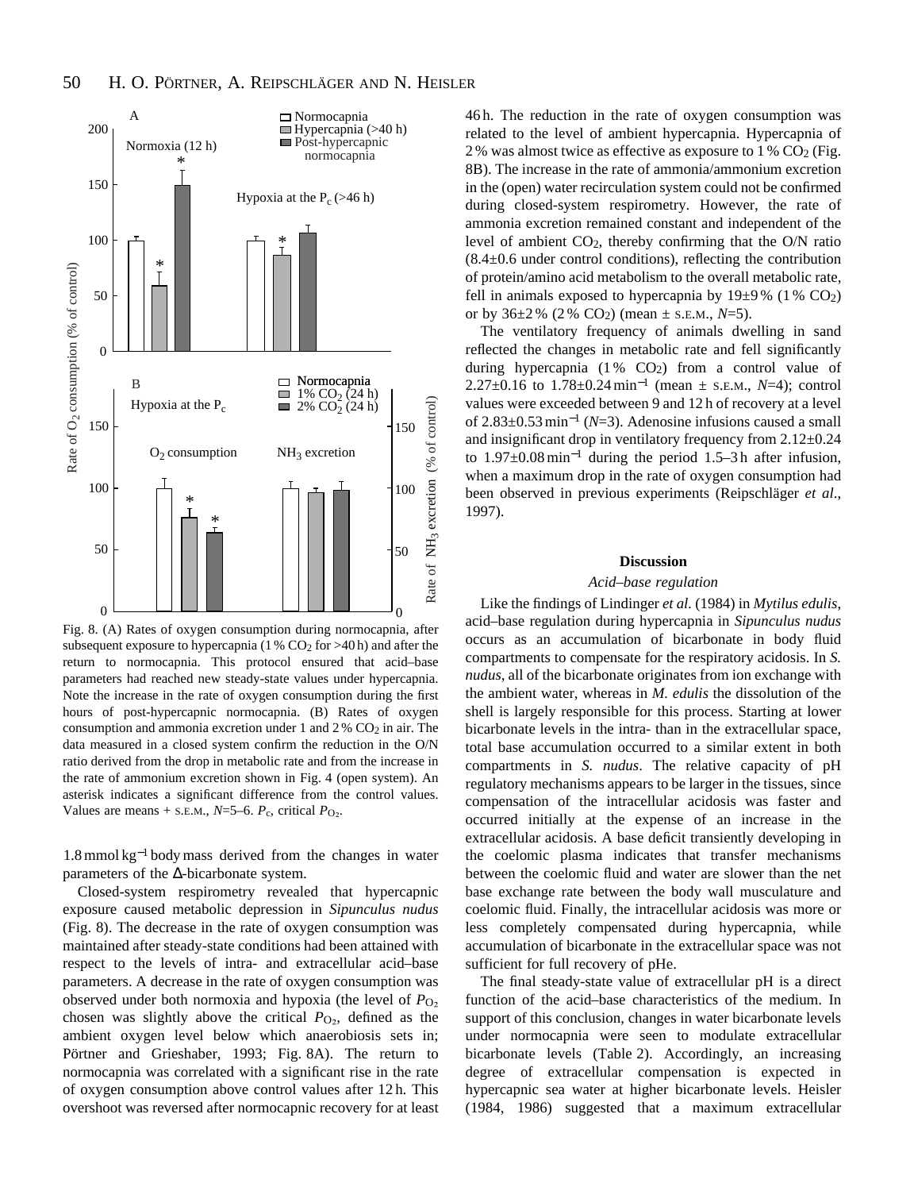Fig. 8. (A) Rates of oxygen consumption during normocapnia, after subsequent exposure to hypercapnia (1 % $CO_2$ for >40 h) and after the return to normocapnia. This protocol ensured that acid–base parameters had reached new steady-state values under hypercapnia. Note the increase in the rate of oxygen consumption during the first hours of post-hypercapnic normocapnia. (B) Rates of oxygen consumption and ammonia excretion under 1 and 2 % $CO_2$ in air. The data measured in a closed system confirm the reduction in the O/N ratio derived from the drop in metabolic rate and from the increase in the rate of ammonium excretion shown in Fig. 4 (open system). An asterisk indicates a significant difference from the control values. Values are means + S.E.M., $N$=5–6. $P_c$, critical $P_{O_2}$.

1.8 mmol kg$^{-1}$ body mass derived from the changes in water parameters of the Δ-bicarbonate system.

Closed-system respirometry revealed that hypercapnic exposure caused metabolic depression in *Sipunculus nudus* (Fig. 8). The decrease in the rate of oxygen consumption was maintained after steady-state conditions had been attained with respect to the levels of intra- and extracellular acid–base parameters. A decrease in the rate of oxygen consumption was observed under both normoxia and hypoxia (the level of $P_{O_2}$ chosen was slightly above the critical $P_{O_2}$, defined as the ambient oxygen level below which anaerobiosis sets in; Pörtner and Grieshaber, 1993; Fig. 8A). The return to normocapnia was correlated with a significant rise in the rate of oxygen consumption above control values after 12 h. This overshoot was reversed after normocapnic recovery for at least 46 h. The reduction in the rate of oxygen consumption was related to the level of ambient hypercapnia. Hypercapnia of 2 % was almost twice as effective as exposure to 1 % $CO_2$ (Fig. 8B). The increase in the rate of ammonia/ammonium excretion in the (open) water recirculation system could not be confirmed during closed-system respirometry. However, the rate of ammonia excretion remained constant and independent of the level of ambient $CO_2$, thereby confirming that the O/N ratio (8.4±0.6 under control conditions), reflecting the contribution of protein/amino acid metabolism to the overall metabolic rate, fell in animals exposed to hypercapnia by 19±9 % (1 % $CO_2$) or by 36±2 % (2 % $CO_2$) (mean ± S.E.M., $N$=5).

The ventilatory frequency of animals dwelling in sand reflected the changes in metabolic rate and fell significantly during hypercapnia (1% $CO_2$) from a control value of 2.27±0.16 to 1.78±0.24 min$^{-1}$ (mean ± S.E.M., $N$=4); control values were exceeded between 9 and 12 h of recovery at a level of 2.83±0.53 min$^{-1}$ ($N$=3). Adenosine infusions caused a small and insignificant drop in ventilatory frequency from 2.12±0.24 to 1.97±0.08 min$^{-1}$ during the period 1.5–3 h after infusion, when a maximum drop in the rate of oxygen consumption had been observed in previous experiments (Reipschläger *et al*., 1997).

## Discussion

### *Acid–base regulation*

Like the findings of Lindinger *et al.* (1984) in *Mytilus edulis*, acid–base regulation during hypercapnia in *Sipunculus nudus* occurs as an accumulation of bicarbonate in body fluid compartments to compensate for the respiratory acidosis. In *S. nudus*, all of the bicarbonate originates from ion exchange with the ambient water, whereas in *M. edulis* the dissolution of the shell is largely responsible for this process. Starting at lower bicarbonate levels in the intra- than in the extracellular space, total base accumulation occurred to a similar extent in both compartments in *S. nudus*. The relative capacity of pH regulatory mechanisms appears to be larger in the tissues, since compensation of the intracellular acidosis was faster and occurred initially at the expense of an increase in the extracellular acidosis. A base deficit transiently developing in the coelomic plasma indicates that transfer mechanisms between the coelomic fluid and water are slower than the net base exchange rate between the body wall musculature and coelomic fluid. Finally, the intracellular acidosis was more or less completely compensated during hypercapnia, while accumulation of bicarbonate in the extracellular space was not sufficient for full recovery of pHe.

The final steady-state value of extracellular pH is a direct function of the acid–base characteristics of the medium. In support of this conclusion, changes in water bicarbonate levels under normocapnia were seen to modulate extracellular bicarbonate levels (Table 2). Accordingly, an increasing degree of extracellular compensation is expected in hypercapnic sea water at higher bicarbonate levels. Heisler (1984, 1986) suggested that a maximum extracellular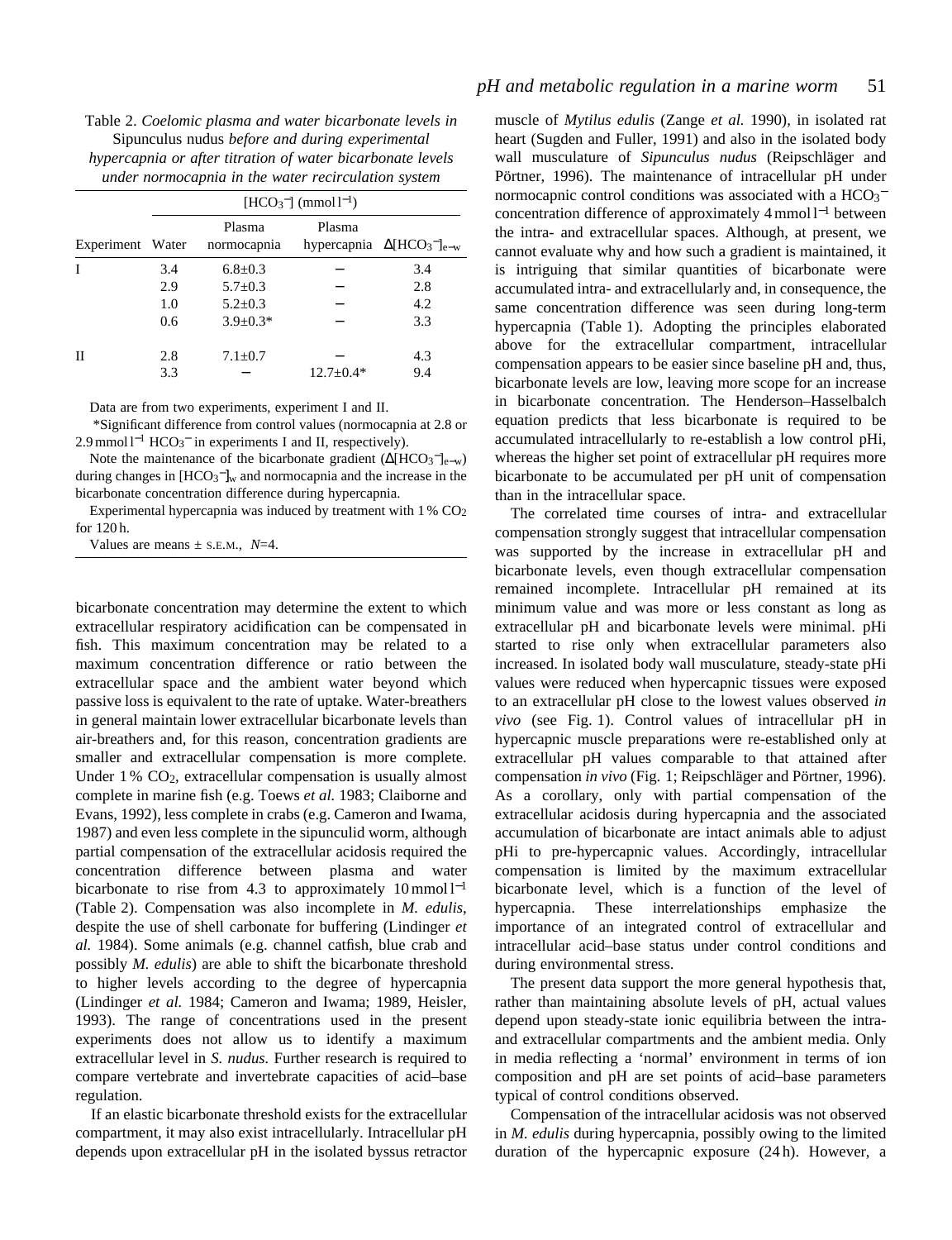Table 2. *Coelomic plasma and water bicarbonate levels in* Sipunculus nudus *before and during experimental hypercapnia or after titration of water bicarbonate levels under normocapnia in the water recirculation system*

| | $[HCO_3^-]$ (mmol $l^{-1}$) | | | |
|---|---|---|---|---|
| Experiment | Water | Plasma normocapnia | Plasma hypercapnia | $\Delta[HCO_3^-]_{e-w}$ |
| I | 3.4 | 6.8±0.3 | – | 3.4 |
| | 2.9 | 5.7±0.3 | – | 2.8 |
| | 1.0 | 5.2±0.3 | – | 4.2 |
| | 0.6 | 3.9±0.3* | – | 3.3 |
| II | 2.8 | 7.1±0.7 | – | 4.3 |
| | 3.3 | – | 12.7±0.4* | 9.4 |

Data are from two experiments, experiment I and II.

*Significant difference from control values (normocapnia at 2.8 or 2.9 mmol $l^{-1}$ $HCO_3^-$ in experiments I and II, respectively).

Note the maintenance of the bicarbonate gradient ($\Delta[HCO_3^-]_{e-w}$) during changes in $[HCO_3^-]_w$ and normocapnia and the increase in the bicarbonate concentration difference during hypercapnia.

Experimental hypercapnia was induced by treatment with 1 % $CO_2$ for 120 h.

Values are means ± S.E.M., $N$=4.

bicarbonate concentration may determine the extent to which extracellular respiratory acidification can be compensated in fish. This maximum concentration may be related to a maximum concentration difference or ratio between the extracellular space and the ambient water beyond which passive loss is equivalent to the rate of uptake. Water-breathers in general maintain lower extracellular bicarbonate levels than air-breathers and, for this reason, concentration gradients are smaller and extracellular compensation is more complete. Under 1 % $CO_2$, extracellular compensation is usually almost complete in marine fish (e.g. Toews *et al.* 1983; Claiborne and Evans, 1992), less complete in crabs (e.g. Cameron and Iwama, 1987) and even less complete in the sipunculid worm, although partial compensation of the extracellular acidosis required the concentration difference between plasma and water bicarbonate to rise from 4.3 to approximately 10 mmol $l^{-1}$ (Table 2). Compensation was also incomplete in *M. edulis*, despite the use of shell carbonate for buffering (Lindinger *et al.* 1984). Some animals (e.g. channel catfish, blue crab and possibly *M. edulis*) are able to shift the bicarbonate threshold to higher levels according to the degree of hypercapnia (Lindinger *et al.* 1984; Cameron and Iwama; 1989, Heisler, 1993). The range of concentrations used in the present experiments does not allow us to identify a maximum extracellular level in *S. nudus*. Further research is required to compare vertebrate and invertebrate capacities of acid–base regulation.

If an elastic bicarbonate threshold exists for the extracellular compartment, it may also exist intracellularly. Intracellular pH depends upon extracellular pH in the isolated byssus retractor muscle of *Mytilus edulis* (Zange *et al.* 1990), in isolated rat heart (Sugden and Fuller, 1991) and also in the isolated body wall musculature of *Sipunculus nudus* (Reipschläger and Pörtner, 1996). The maintenance of intracellular pH under normocapnic control conditions was associated with a $HCO_3^-$ concentration difference of approximately 4 mmol $l^{-1}$ between the intra- and extracellular spaces. Although, at present, we cannot evaluate why and how such a gradient is maintained, it is intriguing that similar quantities of bicarbonate were accumulated intra- and extracellularly and, in consequence, the same concentration difference was seen during long-term hypercapnia (Table 1). Adopting the principles elaborated above for the extracellular compartment, intracellular compensation appears to be easier since baseline pH and, thus, bicarbonate levels are low, leaving more scope for an increase in bicarbonate concentration. The Henderson–Hasselbalch equation predicts that less bicarbonate is required to be accumulated intracellularly to re-establish a low control pHi, whereas the higher set point of extracellular pH requires more bicarbonate to be accumulated per pH unit of compensation than in the intracellular space.

The correlated time courses of intra- and extracellular compensation strongly suggest that intracellular compensation was supported by the increase in extracellular pH and bicarbonate levels, even though extracellular compensation remained incomplete. Intracellular pH remained at its minimum value and was more or less constant as long as extracellular pH and bicarbonate levels were minimal. pHi started to rise only when extracellular parameters also increased. In isolated body wall musculature, steady-state pHi values were reduced when hypercapnic tissues were exposed to an extracellular pH close to the lowest values observed *in vivo* (see Fig. 1). Control values of intracellular pH in hypercapnic muscle preparations were re-established only at extracellular pH values comparable to that attained after compensation *in vivo* (Fig. 1; Reipschläger and Pörtner, 1996). As a corollary, only with partial compensation of the extracellular acidosis during hypercapnia and the associated accumulation of bicarbonate are intact animals able to adjust pHi to pre-hypercapnic values. Accordingly, intracellular compensation is limited by the maximum extracellular bicarbonate level, which is a function of the level of hypercapnia. These interrelationships emphasize the importance of an integrated control of extracellular and intracellular acid–base status under control conditions and during environmental stress.

The present data support the more general hypothesis that, rather than maintaining absolute levels of pH, actual values depend upon steady-state ionic equilibria between the intra- and extracellular compartments and the ambient media. Only in media reflecting a ‘normal’ environment in terms of ion composition and pH are set points of acid–base parameters typical of control conditions observed.

Compensation of the intracellular acidosis was not observed in *M. edulis* during hypercapnia, possibly owing to the limited duration of the hypercapnic exposure (24 h). However, a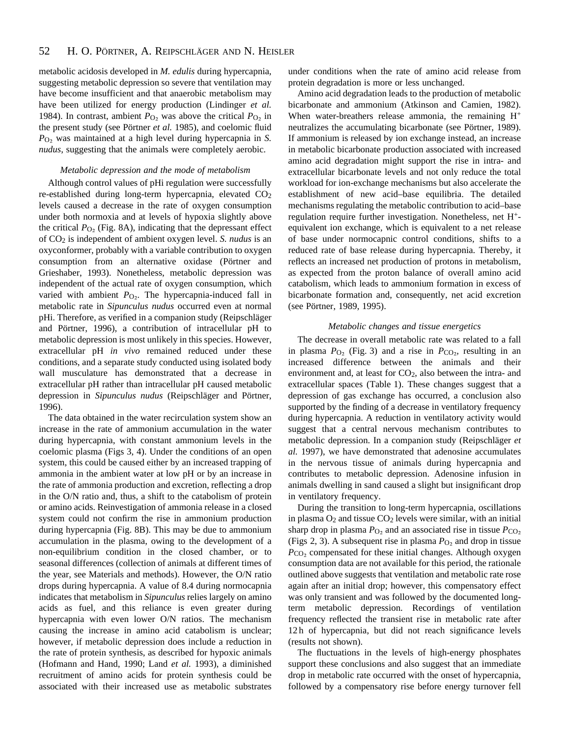metabolic acidosis developed in *M. edulis* during hypercapnia, suggesting metabolic depression so severe that ventilation may have become insufficient and that anaerobic metabolism may have been utilized for energy production (Lindinger *et al.* 1984). In contrast, ambient $P_{O_2}$ was above the critical $P_{O_2}$ in the present study (see Pörtner *et al.* 1985), and coelomic fluid $P_{O_2}$ was maintained at a high level during hypercapnia in *S. nudus*, suggesting that the animals were completely aerobic.

### *Metabolic depression and the mode of metabolism*

Although control values of pHi regulation were successfully re-established during long-term hypercapnia, elevated $CO_2$ levels caused a decrease in the rate of oxygen consumption under both normoxia and at levels of hypoxia slightly above the critical $P_{O_2}$ (Fig. 8A), indicating that the depressant effect of $CO_2$ is independent of ambient oxygen level. *S. nudus* is an oxyconformer, probably with a variable contribution to oxygen consumption from an alternative oxidase (Pörtner and Grieshaber, 1993). Nonetheless, metabolic depression was independent of the actual rate of oxygen consumption, which varied with ambient $P_{O_2}$. The hypercapnia-induced fall in metabolic rate in *Sipunculus nudus* occurred even at normal pHi. Therefore, as verified in a companion study (Reipschläger and Pörtner, 1996), a contribution of intracellular pH to metabolic depression is most unlikely in this species. However, extracellular pH *in vivo* remained reduced under these conditions, and a separate study conducted using isolated body wall musculature has demonstrated that a decrease in extracellular pH rather than intracellular pH caused metabolic depression in *Sipunculus nudus* (Reipschläger and Pörtner, 1996).

The data obtained in the water recirculation system show an increase in the rate of ammonium accumulation in the water during hypercapnia, with constant ammonium levels in the coelomic plasma (Figs 3, 4). Under the conditions of an open system, this could be caused either by an increased trapping of ammonia in the ambient water at low pH or by an increase in the rate of ammonia production and excretion, reflecting a drop in the O/N ratio and, thus, a shift to the catabolism of protein or amino acids. Reinvestigation of ammonia release in a closed system could not confirm the rise in ammonium production during hypercapnia (Fig. 8B). This may be due to ammonium accumulation in the plasma, owing to the development of a non-equilibrium condition in the closed chamber, or to seasonal differences (collection of animals at different times of the year, see Materials and methods). However, the O/N ratio drops during hypercapnia. A value of 8.4 during normocapnia indicates that metabolism in *Sipunculus* relies largely on amino acids as fuel, and this reliance is even greater during hypercapnia with even lower O/N ratios. The mechanism causing the increase in amino acid catabolism is unclear; however, if metabolic depression does include a reduction in the rate of protein synthesis, as described for hypoxic animals (Hofmann and Hand, 1990; Land *et al.* 1993), a diminished recruitment of amino acids for protein synthesis could be associated with their increased use as metabolic substrates under conditions when the rate of amino acid release from protein degradation is more or less unchanged.

Amino acid degradation leads to the production of metabolic bicarbonate and ammonium (Atkinson and Camien, 1982). When water-breathers release ammonia, the remaining $H^+$ neutralizes the accumulating bicarbonate (see Pörtner, 1989). If ammonium is released by ion exchange instead, an increase in metabolic bicarbonate production associated with increased amino acid degradation might support the rise in intra- and extracellular bicarbonate levels and not only reduce the total workload for ion-exchange mechanisms but also accelerate the establishment of new acid–base equilibria. The detailed mechanisms regulating the metabolic contribution to acid–base regulation require further investigation. Nonetheless, net $H^+$-equivalent ion exchange, which is equivalent to a net release of base under normocapnic control conditions, shifts to a reduced rate of base release during hypercapnia. Thereby, it reflects an increased net production of protons in metabolism, as expected from the proton balance of overall amino acid catabolism, which leads to ammonium formation in excess of bicarbonate formation and, consequently, net acid excretion (see Pörtner, 1989, 1995).

### *Metabolic changes and tissue energetics*

The decrease in overall metabolic rate was related to a fall in plasma $P_{O_2}$ (Fig. 3) and a rise in $P_{CO_2}$, resulting in an increased difference between the animals and their environment and, at least for $CO_2$, also between the intra- and extracellular spaces (Table 1). These changes suggest that a depression of gas exchange has occurred, a conclusion also supported by the finding of a decrease in ventilatory frequency during hypercapnia. A reduction in ventilatory activity would suggest that a central nervous mechanism contributes to metabolic depression. In a companion study (Reipschläger *et al.* 1997), we have demonstrated that adenosine accumulates in the nervous tissue of animals during hypercapnia and contributes to metabolic depression. Adenosine infusion in animals dwelling in sand caused a slight but insignificant drop in ventilatory frequency.

During the transition to long-term hypercapnia, oscillations in plasma $O_2$ and tissue $CO_2$ levels were similar, with an initial sharp drop in plasma $P_{O_2}$ and an associated rise in tissue $P_{CO_2}$ (Figs 2, 3). A subsequent rise in plasma $P_{O_2}$ and drop in tissue $P_{CO_2}$ compensated for these initial changes. Although oxygen consumption data are not available for this period, the rationale outlined above suggests that ventilation and metabolic rate rose again after an initial drop; however, this compensatory effect was only transient and was followed by the documented long-term metabolic depression. Recordings of ventilation frequency reflected the transient rise in metabolic rate after 12 h of hypercapnia, but did not reach significance levels (results not shown).

The fluctuations in the levels of high-energy phosphates support these conclusions and also suggest that an immediate drop in metabolic rate occurred with the onset of hypercapnia, followed by a compensatory rise before energy turnover fell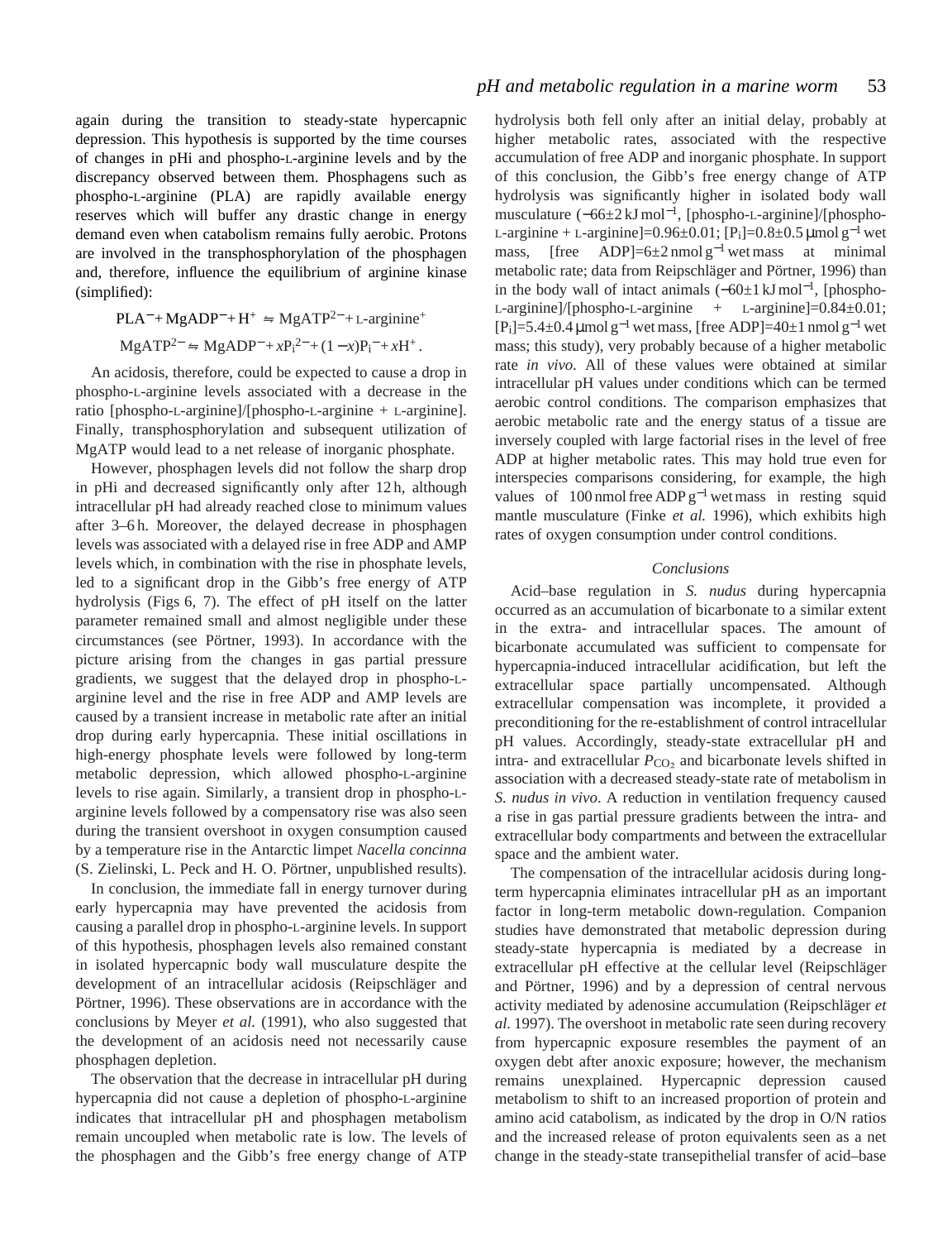again during the transition to steady-state hypercapnic depression. This hypothesis is supported by the time courses of changes in pHi and phospho-L-arginine levels and by the discrepancy observed between them. Phosphagens such as phospho-L-arginine (PLA) are rapidly available energy reserves which will buffer any drastic change in energy demand even when catabolism remains fully aerobic. Protons are involved in the transphosphorylation of the phosphagen and, therefore, influence the equilibrium of arginine kinase (simplified):

$$\mathrm{PLA}^{-} + \mathrm{MgADP}^{-} + \mathrm{H}^{+} \leftrightharpoons \mathrm{MgATP}^{2-} + \text{L-arginine}^{+}$$

$$\mathrm{MgATP}^{2-} \leftrightharpoons \mathrm{MgADP}^{-} + x\mathrm{P_i}^{2-} + (1-x)\mathrm{P_i}^{-} + x\mathrm{H}^{+}\,.$$

An acidosis, therefore, could be expected to cause a drop in phospho-L-arginine levels associated with a decrease in the ratio [phospho-L-arginine]/[phospho-L-arginine + L-arginine]. Finally, transphosphorylation and subsequent utilization of MgATP would lead to a net release of inorganic phosphate.

However, phosphagen levels did not follow the sharp drop in pHi and decreased significantly only after 12 h, although intracellular pH had already reached close to minimum values after 3–6 h. Moreover, the delayed decrease in phosphagen levels was associated with a delayed rise in free ADP and AMP levels which, in combination with the rise in phosphate levels, led to a significant drop in the Gibb's free energy of ATP hydrolysis (Figs 6, 7). The effect of pH itself on the latter parameter remained small and almost negligible under these circumstances (see Pörtner, 1993). In accordance with the picture arising from the changes in gas partial pressure gradients, we suggest that the delayed drop in phospho-L-arginine level and the rise in free ADP and AMP levels are caused by a transient increase in metabolic rate after an initial drop during early hypercapnia. These initial oscillations in high-energy phosphate levels were followed by long-term metabolic depression, which allowed phospho-L-arginine levels to rise again. Similarly, a transient drop in phospho-L-arginine levels followed by a compensatory rise was also seen during the transient overshoot in oxygen consumption caused by a temperature rise in the Antarctic limpet *Nacella concinna* (S. Zielinski, L. Peck and H. O. Pörtner, unpublished results).

In conclusion, the immediate fall in energy turnover during early hypercapnia may have prevented the acidosis from causing a parallel drop in phospho-L-arginine levels. In support of this hypothesis, phosphagen levels also remained constant in isolated hypercapnic body wall musculature despite the development of an intracellular acidosis (Reipschläger and Pörtner, 1996). These observations are in accordance with the conclusions by Meyer *et al.* (1991), who also suggested that the development of an acidosis need not necessarily cause phosphagen depletion.

The observation that the decrease in intracellular pH during hypercapnia did not cause a depletion of phospho-L-arginine indicates that intracellular pH and phosphagen metabolism remain uncoupled when metabolic rate is low. The levels of the phosphagen and the Gibb's free energy change of ATP hydrolysis both fell only after an initial delay, probably at higher metabolic rates, associated with the respective accumulation of free ADP and inorganic phosphate. In support of this conclusion, the Gibb's free energy change of ATP hydrolysis was significantly higher in isolated body wall musculature ($-66\pm2$ kJ mol$^{-1}$, [phospho-L-arginine]/[phospho-L-arginine + L-arginine]=0.96±0.01; [$P_i$]=0.8±0.5 μmol g$^{-1}$ wet mass, [free ADP]=6±2 nmol g$^{-1}$ wet mass at minimal metabolic rate; data from Reipschläger and Pörtner, 1996) than in the body wall of intact animals ($-60\pm1$ kJ mol$^{-1}$, [phospho-L-arginine]/[phospho-L-arginine + L-arginine]=0.84±0.01; [$P_i$]=5.4±0.4 μmol g$^{-1}$ wet mass, [free ADP]=40±1 nmol g$^{-1}$ wet mass; this study), very probably because of a higher metabolic rate *in vivo*. All of these values were obtained at similar intracellular pH values under conditions which can be termed aerobic control conditions. The comparison emphasizes that aerobic metabolic rate and the energy status of a tissue are inversely coupled with large factorial rises in the level of free ADP at higher metabolic rates. This may hold true even for interspecies comparisons considering, for example, the high values of 100 nmol free ADP g$^{-1}$ wet mass in resting squid mantle musculature (Finke *et al.* 1996), which exhibits high rates of oxygen consumption under control conditions.

## *Conclusions*

Acid–base regulation in *S. nudus* during hypercapnia occurred as an accumulation of bicarbonate to a similar extent in the extra- and intracellular spaces. The amount of bicarbonate accumulated was sufficient to compensate for hypercapnia-induced intracellular acidification, but left the extracellular space partially uncompensated. Although extracellular compensation was incomplete, it provided a preconditioning for the re-establishment of control intracellular pH values. Accordingly, steady-state extracellular pH and intra- and extracellular $P_{CO_2}$ and bicarbonate levels shifted in association with a decreased steady-state rate of metabolism in *S. nudus in vivo*. A reduction in ventilation frequency caused a rise in gas partial pressure gradients between the intra- and extracellular body compartments and between the extracellular space and the ambient water.

The compensation of the intracellular acidosis during long-term hypercapnia eliminates intracellular pH as an important factor in long-term metabolic down-regulation. Companion studies have demonstrated that metabolic depression during steady-state hypercapnia is mediated by a decrease in extracellular pH effective at the cellular level (Reipschläger and Pörtner, 1996) and by a depression of central nervous activity mediated by adenosine accumulation (Reipschläger *et al.* 1997). The overshoot in metabolic rate seen during recovery from hypercapnic exposure resembles the payment of an oxygen debt after anoxic exposure; however, the mechanism remains unexplained. Hypercapnic depression caused metabolism to shift to an increased proportion of protein and amino acid catabolism, as indicated by the drop in O/N ratios and the increased release of proton equivalents seen as a net change in the steady-state transepithelial transfer of acid–base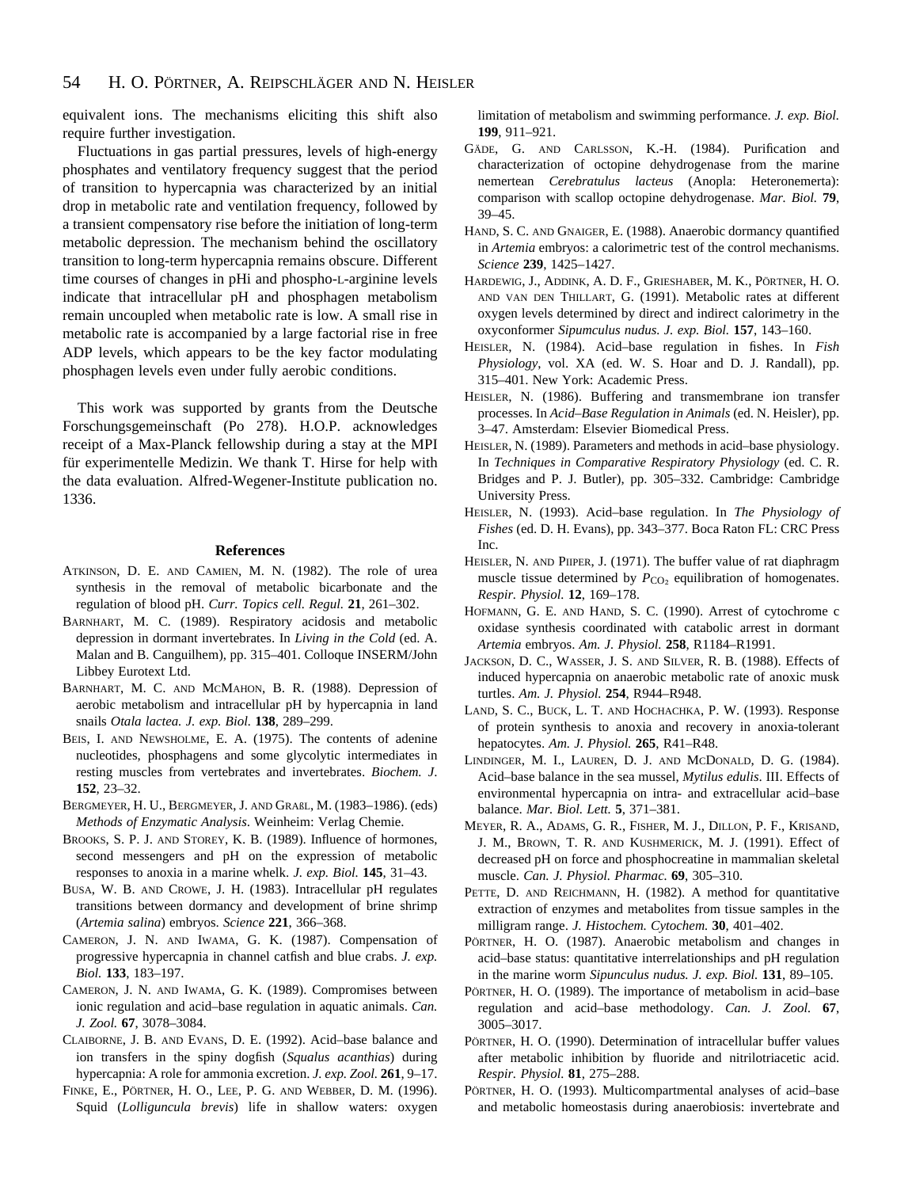equivalent ions. The mechanisms eliciting this shift also require further investigation.

Fluctuations in gas partial pressures, levels of high-energy phosphates and ventilatory frequency suggest that the period of transition to hypercapnia was characterized by an initial drop in metabolic rate and ventilation frequency, followed by a transient compensatory rise before the initiation of long-term metabolic depression. The mechanism behind the oscillatory transition to long-term hypercapnia remains obscure. Different time courses of changes in pHi and phospho-L-arginine levels indicate that intracellular pH and phosphagen metabolism remain uncoupled when metabolic rate is low. A small rise in metabolic rate is accompanied by a large factorial rise in free ADP levels, which appears to be the key factor modulating phosphagen levels even under fully aerobic conditions.

This work was supported by grants from the Deutsche Forschungsgemeinschaft (Po 278). H.O.P. acknowledges receipt of a Max-Planck fellowship during a stay at the MPI für experimentelle Medizin. We thank T. Hirse for help with the data evaluation. Alfred-Wegener-Institute publication no. 1336.

## References

Atkinson, D. E. and Camien, M. N. (1982). The role of urea synthesis in the removal of metabolic bicarbonate and the regulation of blood pH. *Curr. Topics cell. Regul.* **21**, 261–302.

Barnhart, M. C. (1989). Respiratory acidosis and metabolic depression in dormant invertebrates. In *Living in the Cold* (ed. A. Malan and B. Canguilhem), pp. 315–401. Colloque INSERM/John Libbey Eurotext Ltd.

Barnhart, M. C. and McMahon, B. R. (1988). Depression of aerobic metabolism and intracellular pH by hypercapnia in land snails *Otala lactea. J. exp. Biol.* **138**, 289–299.

Beis, I. and Newsholme, E. A. (1975). The contents of adenine nucleotides, phosphagens and some glycolytic intermediates in resting muscles from vertebrates and invertebrates. *Biochem. J.* **152**, 23–32.

Bergmeyer, H. U., Bergmeyer, J. and Graßl, M. (1983–1986). (eds) *Methods of Enzymatic Analysis*. Weinheim: Verlag Chemie.

Brooks, S. P. J. and Storey, K. B. (1989). Influence of hormones, second messengers and pH on the expression of metabolic responses to anoxia in a marine whelk. *J. exp. Biol.* **145**, 31–43.

Busa, W. B. and Crowe, J. H. (1983). Intracellular pH regulates transitions between dormancy and development of brine shrimp (*Artemia salina*) embryos. *Science* **221**, 366–368.

Cameron, J. N. and Iwama, G. K. (1987). Compensation of progressive hypercapnia in channel catfish and blue crabs. *J. exp. Biol.* **133**, 183–197.

Cameron, J. N. and Iwama, G. K. (1989). Compromises between ionic regulation and acid–base regulation in aquatic animals. *Can. J. Zool.* **67**, 3078–3084.

Claiborne, J. B. and Evans, D. E. (1992). Acid–base balance and ion transfers in the spiny dogfish (*Squalus acanthias*) during hypercapnia: A role for ammonia excretion. *J. exp. Zool.* **261**, 9–17.

Finke, E., Pörtner, H. O., Lee, P. G. and Webber, D. M. (1996). Squid (*Lolliguncula brevis*) life in shallow waters: oxygen limitation of metabolism and swimming performance. *J. exp. Biol.* **199**, 911–921.

Gäde, G. and Carlsson, K.-H. (1984). Purification and characterization of octopine dehydrogenase from the marine nemertean *Cerebratulus lacteus* (Anopla: Heteronemerta): comparison with scallop octopine dehydrogenase. *Mar. Biol.* **79**, 39–45.

Hand, S. C. and Gnaiger, E. (1988). Anaerobic dormancy quantified in *Artemia* embryos: a calorimetric test of the control mechanisms. *Science* **239**, 1425–1427.

Hardewig, J., Addink, A. D. F., Grieshaber, M. K., Pörtner, H. O. and van den Thillart, G. (1991). Metabolic rates at different oxygen levels determined by direct and indirect calorimetry in the oxyconformer *Sipunculus nudus. J. exp. Biol.* **157**, 143–160.

Heisler, N. (1984). Acid–base regulation in fishes. In *Fish Physiology*, vol. XA (ed. W. S. Hoar and D. J. Randall), pp. 315–401. New York: Academic Press.

Heisler, N. (1986). Buffering and transmembrane ion transfer processes. In *Acid–Base Regulation in Animals* (ed. N. Heisler), pp. 3–47. Amsterdam: Elsevier Biomedical Press.

Heisler, N. (1989). Parameters and methods in acid–base physiology. In *Techniques in Comparative Respiratory Physiology* (ed. C. R. Bridges and P. J. Butler), pp. 305–332. Cambridge: Cambridge University Press.

Heisler, N. (1993). Acid–base regulation. In *The Physiology of Fishes* (ed. D. H. Evans), pp. 343–377. Boca Raton FL: CRC Press Inc.

Heisler, N. and Piiper, J. (1971). The buffer value of rat diaphragm muscle tissue determined by $P_{CO_2}$ equilibration of homogenates. *Respir. Physiol.* **12**, 169–178.

Hofmann, G. E. and Hand, S. C. (1990). Arrest of cytochrome c oxidase synthesis coordinated with catabolic arrest in dormant *Artemia* embryos. *Am. J. Physiol.* **258**, R1184–R1991.

Jackson, D. C., Wasser, J. S. and Silver, R. B. (1988). Effects of induced hypercapnia on anaerobic metabolic rate of anoxic musk turtles. *Am. J. Physiol.* **254**, R944–R948.

Land, S. C., Buck, L. T. and Hochachka, P. W. (1993). Response of protein synthesis to anoxia and recovery in anoxia-tolerant hepatocytes. *Am. J. Physiol.* **265**, R41–R48.

Lindinger, M. I., Lauren, D. J. and McDonald, D. G. (1984). Acid–base balance in the sea mussel, *Mytilus edulis*. III. Effects of environmental hypercapnia on intra- and extracellular acid–base balance. *Mar. Biol. Lett.* **5**, 371–381.

Meyer, R. A., Adams, G. R., Fisher, M. J., Dillon, P. F., Krisand, J. M., Brown, T. R. and Kushmerick, M. J. (1991). Effect of decreased pH on force and phosphocreatine in mammalian skeletal muscle. *Can. J. Physiol. Pharmac.* **69**, 305–310.

Pette, D. and Reichmann, H. (1982). A method for quantitative extraction of enzymes and metabolites from tissue samples in the milligram range. *J. Histochem. Cytochem.* **30**, 401–402.

Pörtner, H. O. (1987). Anaerobic metabolism and changes in acid–base status: quantitative interrelationships and pH regulation in the marine worm *Sipunculus nudus. J. exp. Biol.* **131**, 89–105.

Pörtner, H. O. (1989). The importance of metabolism in acid–base regulation and acid–base methodology. *Can. J. Zool.* **67**, 3005–3017.

Pörtner, H. O. (1990). Determination of intracellular buffer values after metabolic inhibition by fluoride and nitrilotriacetic acid. *Respir. Physiol.* **81**, 275–288.

Pörtner, H. O. (1993). Multicompartmental analyses of acid–base and metabolic homeostasis during anaerobiosis: invertebrate and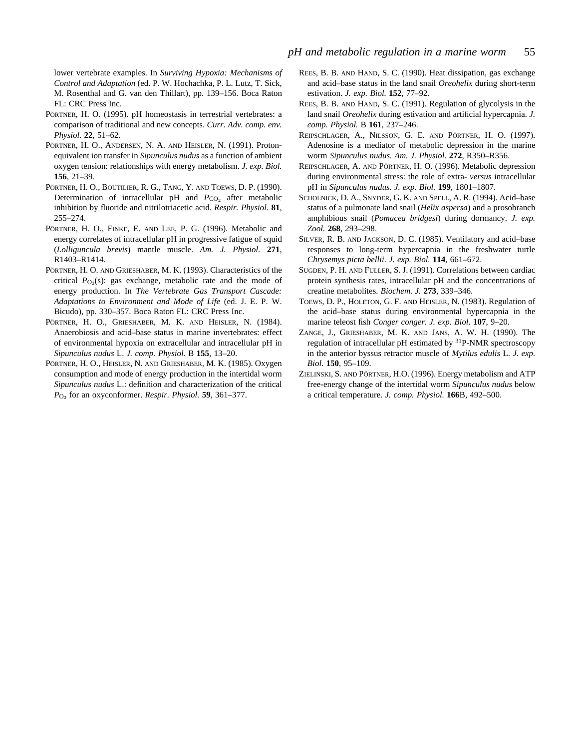lower vertebrate examples. In *Surviving Hypoxia: Mechanisms of Control and Adaptation* (ed. P. W. Hochachka, P. L. Lutz, T. Sick, M. Rosenthal and G. van den Thillart), pp. 139–156. Boca Raton FL: CRC Press Inc.

PÖRTNER, H. O. (1995). pH homeostasis in terrestrial vertebrates: a comparison of traditional and new concepts. *Curr. Adv. comp. env. Physiol.* **22**, 51–62.

PÖRTNER, H. O., ANDERSEN, N. A. AND HEISLER, N. (1991). Proton-equivalent ion transfer in *Sipunculus nudus* as a function of ambient oxygen tension: relationships with energy metabolism. *J. exp. Biol.* **156**, 21–39.

PÖRTNER, H. O., BOUTILIER, R. G., TANG, Y. AND TOEWS, D. P. (1990). Determination of intracellular pH and $P_{CO_2}$ after metabolic inhibition by fluoride and nitrilotriacetic acid. *Respir. Physiol.* **81**, 255–274.

PÖRTNER, H. O., FINKE, E. AND LEE, P. G. (1996). Metabolic and energy correlates of intracellular pH in progressive fatigue of squid (*Lolliguncula brevis*) mantle muscle. *Am. J. Physiol.* **271**, R1403–R1414.

PÖRTNER, H. O. AND GRIESHABER, M. K. (1993). Characteristics of the critical $P_{O_2}$(s): gas exchange, metabolic rate and the mode of energy production. In *The Vertebrate Gas Transport Cascade: Adaptations to Environment and Mode of Life* (ed. J. E. P. W. Bicudo), pp. 330–357. Boca Raton FL: CRC Press Inc.

PÖRTNER, H. O., GRIESHABER, M. K. AND HEISLER, N. (1984). Anaerobiosis and acid–base status in marine invertebrates: effect of environmental hypoxia on extracellular and intracellular pH in *Sipunculus nudus* L. *J. comp. Physiol.* B **155**, 13–20.

PÖRTNER, H. O., HEISLER, N. AND GRIESHABER, M. K. (1985). Oxygen consumption and mode of energy production in the intertidal worm *Sipunculus nudus* L.: definition and characterization of the critical $P_{O_2}$ for an oxyconformer. *Respir. Physiol.* **59**, 361–377.

REES, B. B. AND HAND, S. C. (1990). Heat dissipation, gas exchange and acid–base status in the land snail *Oreohelix* during short-term estivation. *J. exp. Biol.* **152**, 77–92.

REES, B. B. AND HAND, S. C. (1991). Regulation of glycolysis in the land snail *Oreohelix* during estivation and artificial hypercapnia. *J. comp. Physiol.* B **161**, 237–246.

REIPSCHLÄGER, A., NILSSON, G. E. AND PÖRTNER, H. O. (1997). Adenosine is a mediator of metabolic depression in the marine worm *Sipunculus nudus*. *Am. J. Physiol.* **272**, R350–R356.

REIPSCHLÄGER, A. AND PÖRTNER, H. O. (1996). Metabolic depression during environmental stress: the role of extra- *versus* intracellular pH in *Sipunculus nudus. J. exp. Biol.* **199**, 1801–1807.

SCHOLNICK, D. A., SNYDER, G. K. AND SPELL, A. R. (1994). Acid–base status of a pulmonate land snail (*Helix aspersa*) and a prosobranch amphibious snail (*Pomacea bridgesi*) during dormancy. *J. exp. Zool.* **268**, 293–298.

SILVER, R. B. AND JACKSON, D. C. (1985). Ventilatory and acid–base responses to long-term hypercapnia in the freshwater turtle *Chrysemys picta bellii*. *J. exp. Biol.* **114**, 661–672.

SUGDEN, P. H. AND FULLER, S. J. (1991). Correlations between cardiac protein synthesis rates, intracellular pH and the concentrations of creatine metabolites. *Biochem. J.* **273**, 339–346.

TOEWS, D. P., HOLETON, G. F. AND HEISLER, N. (1983). Regulation of the acid–base status during environmental hypercapnia in the marine teleost fish *Conger conger*. *J. exp. Biol.* **107**, 9–20.

ZANGE, J., GRIESHABER, M. K. AND JANS, A. W. H. (1990). The regulation of intracellular pH estimated by $^{31}$P-NMR spectroscopy in the anterior byssus retractor muscle of *Mytilus edulis* L. *J. exp. Biol.* **150**, 95–109.

ZIELINSKI, S. AND PÖRTNER, H.O. (1996). Energy metabolism and ATP free-energy change of the intertidal worm *Sipunculus nudus* below a critical temperature. *J. comp. Physiol.* **166**B, 492–500.